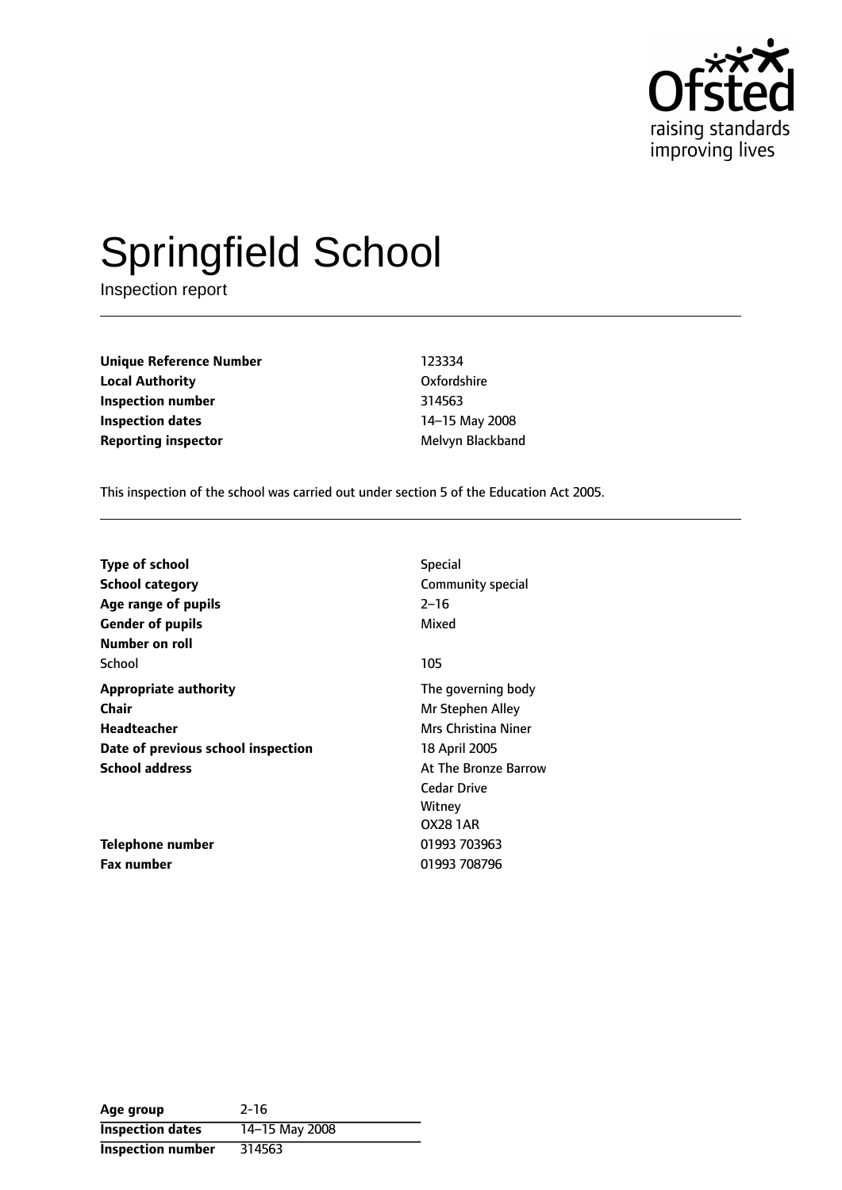Ofsted
raising standards
improving lives

# Springfield School

Inspection report

| | |
|---|---|
| **Unique Reference Number** | 123334 |
| **Local Authority** | Oxfordshire |
| **Inspection number** | 314563 |
| **Inspection dates** | 14–15 May 2008 |
| **Reporting inspector** | Melvyn Blackband |

This inspection of the school was carried out under section 5 of the Education Act 2005.

| | |
|---|---|
| **Type of school** | Special |
| **School category** | Community special |
| **Age range of pupils** | 2–16 |
| **Gender of pupils** | Mixed |
| **Number on roll** | |
| School | 105 |
| **Appropriate authority** | The governing body |
| **Chair** | Mr Stephen Alley |
| **Headteacher** | Mrs Christina Niner |
| **Date of previous school inspection** | 18 April 2005 |
| **School address** | At The Bronze Barrow<br>Cedar Drive<br>Witney<br>OX28 1AR |
| **Telephone number** | 01993 703963 |
| **Fax number** | 01993 708796 |

| | |
|---|---|
| **Age group** | 2-16 |
| **Inspection dates** | 14–15 May 2008 |
| **Inspection number** | 314563 |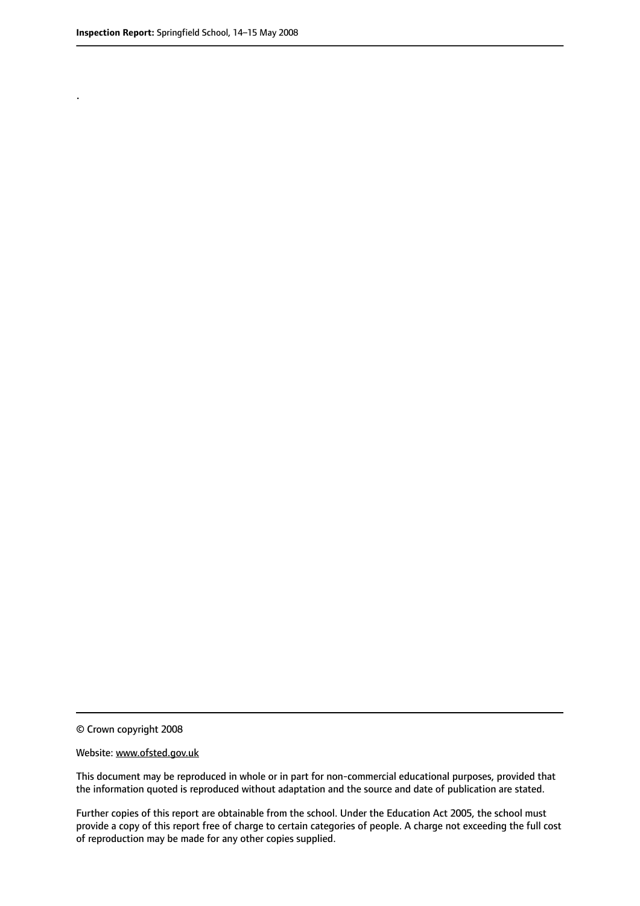.

© Crown copyright 2008

Website: www.ofsted.gov.uk

This document may be reproduced in whole or in part for non-commercial educational purposes, provided that the information quoted is reproduced without adaptation and the source and date of publication are stated.

Further copies of this report are obtainable from the school. Under the Education Act 2005, the school must provide a copy of this report free of charge to certain categories of people. A charge not exceeding the full cost of reproduction may be made for any other copies supplied.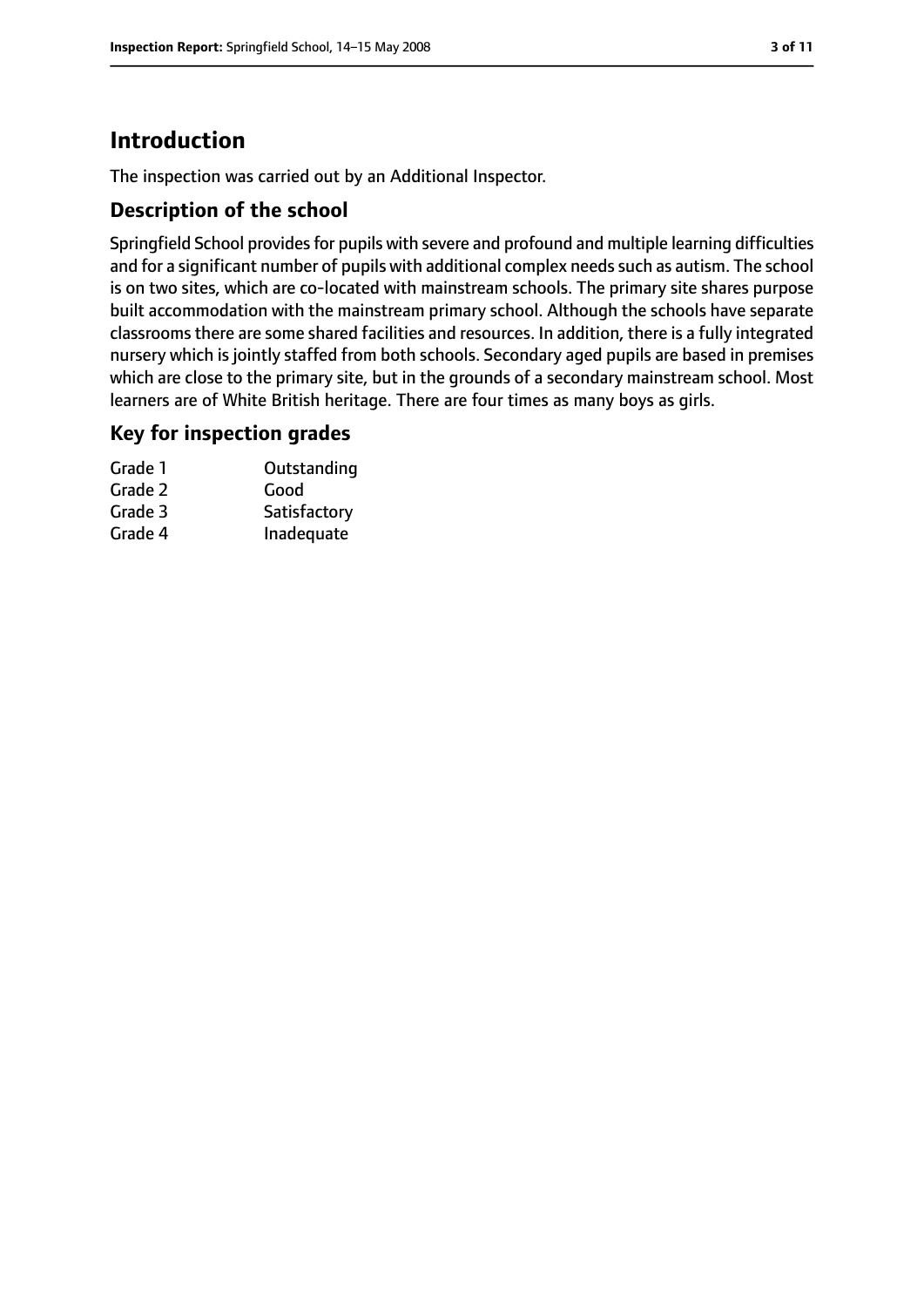# Introduction

The inspection was carried out by an Additional Inspector.

## Description of the school

Springfield School provides for pupils with severe and profound and multiple learning difficulties and for a significant number of pupils with additional complex needs such as autism. The school is on two sites, which are co-located with mainstream schools. The primary site shares purpose built accommodation with the mainstream primary school. Although the schools have separate classrooms there are some shared facilities and resources. In addition, there is a fully integrated nursery which is jointly staffed from both schools. Secondary aged pupils are based in premises which are close to the primary site, but in the grounds of a secondary mainstream school. Most learners are of White British heritage. There are four times as many boys as girls.

## Key for inspection grades

| | |
|---|---|
| Grade 1 | Outstanding |
| Grade 2 | Good |
| Grade 3 | Satisfactory |
| Grade 4 | Inadequate |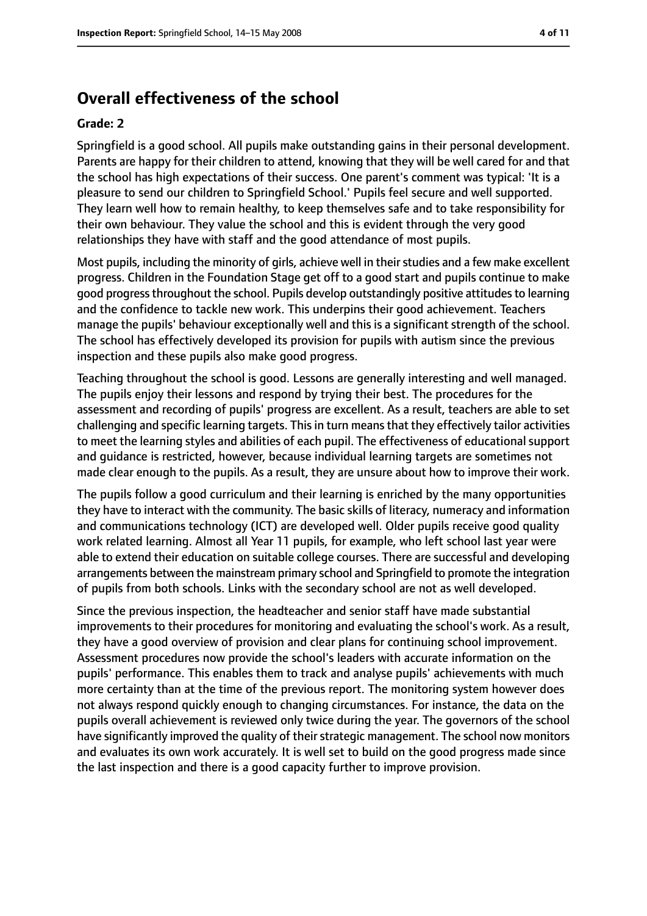## Overall effectiveness of the school

**Grade: 2**

Springfield is a good school. All pupils make outstanding gains in their personal development. Parents are happy for their children to attend, knowing that they will be well cared for and that the school has high expectations of their success. One parent's comment was typical: 'It is a pleasure to send our children to Springfield School.' Pupils feel secure and well supported. They learn well how to remain healthy, to keep themselves safe and to take responsibility for their own behaviour. They value the school and this is evident through the very good relationships they have with staff and the good attendance of most pupils.

Most pupils, including the minority of girls, achieve well in their studies and a few make excellent progress. Children in the Foundation Stage get off to a good start and pupils continue to make good progress throughout the school. Pupils develop outstandingly positive attitudes to learning and the confidence to tackle new work. This underpins their good achievement. Teachers manage the pupils' behaviour exceptionally well and this is a significant strength of the school. The school has effectively developed its provision for pupils with autism since the previous inspection and these pupils also make good progress.

Teaching throughout the school is good. Lessons are generally interesting and well managed. The pupils enjoy their lessons and respond by trying their best. The procedures for the assessment and recording of pupils' progress are excellent. As a result, teachers are able to set challenging and specific learning targets. This in turn means that they effectively tailor activities to meet the learning styles and abilities of each pupil. The effectiveness of educational support and guidance is restricted, however, because individual learning targets are sometimes not made clear enough to the pupils. As a result, they are unsure about how to improve their work.

The pupils follow a good curriculum and their learning is enriched by the many opportunities they have to interact with the community. The basic skills of literacy, numeracy and information and communications technology (ICT) are developed well. Older pupils receive good quality work related learning. Almost all Year 11 pupils, for example, who left school last year were able to extend their education on suitable college courses. There are successful and developing arrangements between the mainstream primary school and Springfield to promote the integration of pupils from both schools. Links with the secondary school are not as well developed.

Since the previous inspection, the headteacher and senior staff have made substantial improvements to their procedures for monitoring and evaluating the school's work. As a result, they have a good overview of provision and clear plans for continuing school improvement. Assessment procedures now provide the school's leaders with accurate information on the pupils' performance. This enables them to track and analyse pupils' achievements with much more certainty than at the time of the previous report. The monitoring system however does not always respond quickly enough to changing circumstances. For instance, the data on the pupils overall achievement is reviewed only twice during the year. The governors of the school have significantly improved the quality of their strategic management. The school now monitors and evaluates its own work accurately. It is well set to build on the good progress made since the last inspection and there is a good capacity further to improve provision.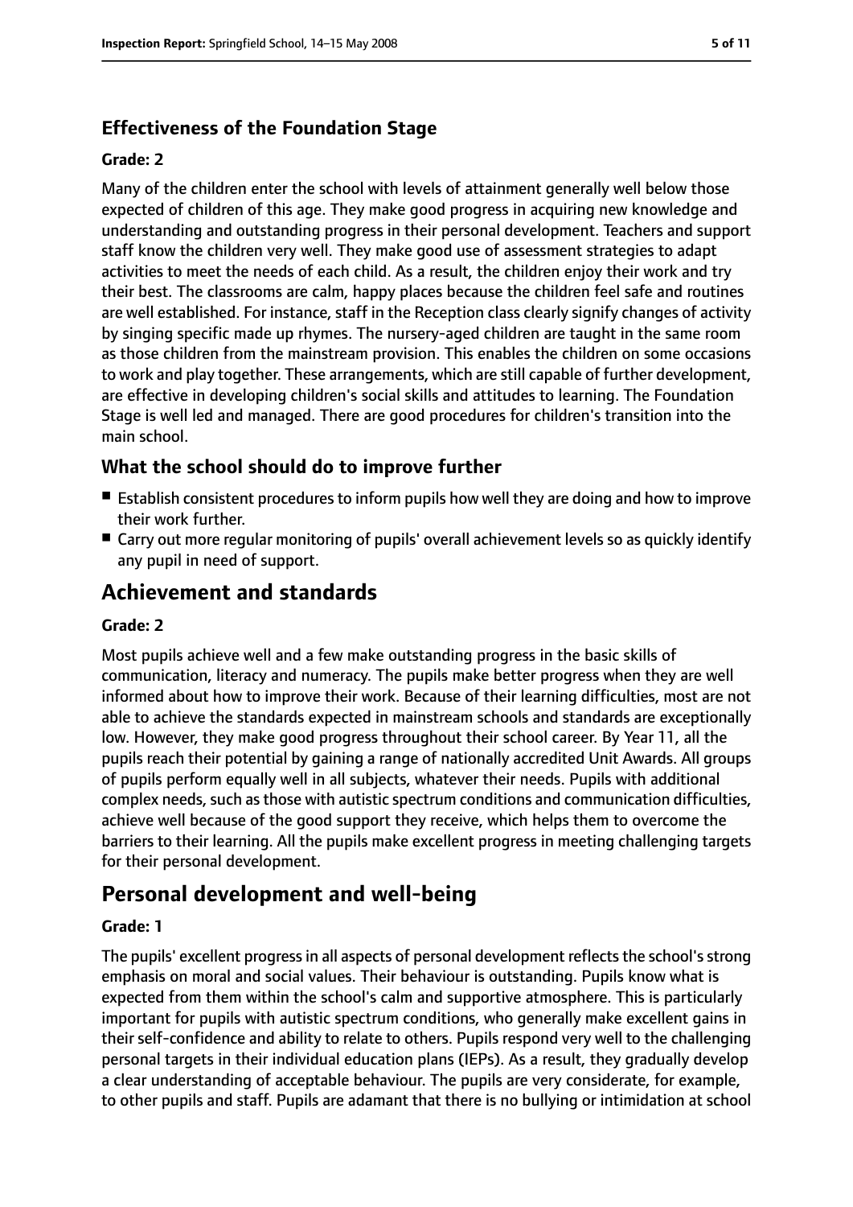### Effectiveness of the Foundation Stage

#### Grade: 2

Many of the children enter the school with levels of attainment generally well below those expected of children of this age. They make good progress in acquiring new knowledge and understanding and outstanding progress in their personal development. Teachers and support staff know the children very well. They make good use of assessment strategies to adapt activities to meet the needs of each child. As a result, the children enjoy their work and try their best. The classrooms are calm, happy places because the children feel safe and routines are well established. For instance, staff in the Reception class clearly signify changes of activity by singing specific made up rhymes. The nursery-aged children are taught in the same room as those children from the mainstream provision. This enables the children on some occasions to work and play together. These arrangements, which are still capable of further development, are effective in developing children's social skills and attitudes to learning. The Foundation Stage is well led and managed. There are good procedures for children's transition into the main school.

### What the school should do to improve further

- Establish consistent procedures to inform pupils how well they are doing and how to improve their work further.
- Carry out more regular monitoring of pupils' overall achievement levels so as quickly identify any pupil in need of support.

## Achievement and standards

#### Grade: 2

Most pupils achieve well and a few make outstanding progress in the basic skills of communication, literacy and numeracy. The pupils make better progress when they are well informed about how to improve their work. Because of their learning difficulties, most are not able to achieve the standards expected in mainstream schools and standards are exceptionally low. However, they make good progress throughout their school career. By Year 11, all the pupils reach their potential by gaining a range of nationally accredited Unit Awards. All groups of pupils perform equally well in all subjects, whatever their needs. Pupils with additional complex needs, such as those with autistic spectrum conditions and communication difficulties, achieve well because of the good support they receive, which helps them to overcome the barriers to their learning. All the pupils make excellent progress in meeting challenging targets for their personal development.

## Personal development and well-being

#### Grade: 1

The pupils' excellent progress in all aspects of personal development reflects the school's strong emphasis on moral and social values. Their behaviour is outstanding. Pupils know what is expected from them within the school's calm and supportive atmosphere. This is particularly important for pupils with autistic spectrum conditions, who generally make excellent gains in their self-confidence and ability to relate to others. Pupils respond very well to the challenging personal targets in their individual education plans (IEPs). As a result, they gradually develop a clear understanding of acceptable behaviour. The pupils are very considerate, for example, to other pupils and staff. Pupils are adamant that there is no bullying or intimidation at school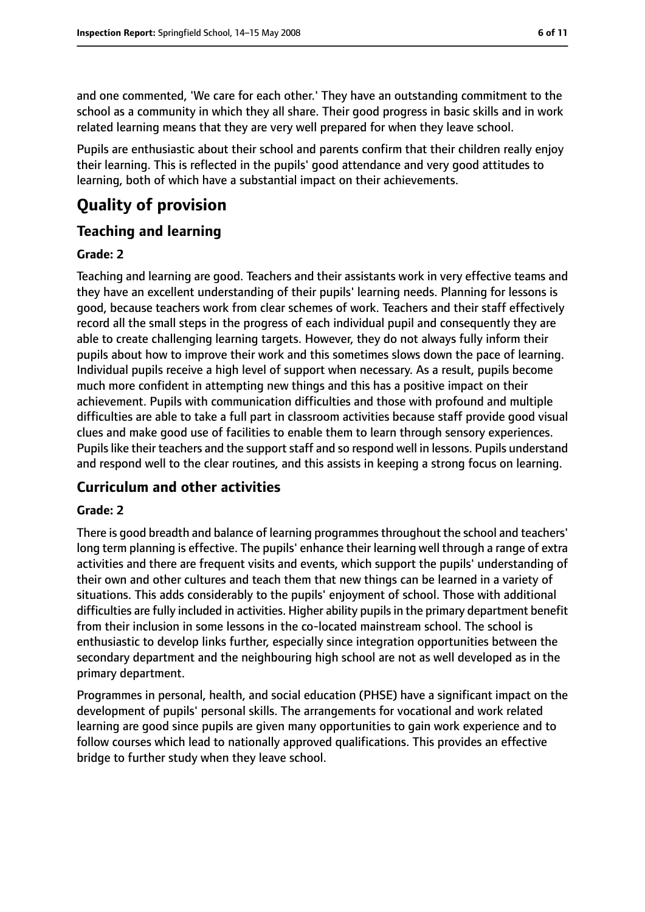and one commented, 'We care for each other.' They have an outstanding commitment to the school as a community in which they all share. Their good progress in basic skills and in work related learning means that they are very well prepared for when they leave school.

Pupils are enthusiastic about their school and parents confirm that their children really enjoy their learning. This is reflected in the pupils' good attendance and very good attitudes to learning, both of which have a substantial impact on their achievements.

# Quality of provision

## Teaching and learning

### Grade: 2

Teaching and learning are good. Teachers and their assistants work in very effective teams and they have an excellent understanding of their pupils' learning needs. Planning for lessons is good, because teachers work from clear schemes of work. Teachers and their staff effectively record all the small steps in the progress of each individual pupil and consequently they are able to create challenging learning targets. However, they do not always fully inform their pupils about how to improve their work and this sometimes slows down the pace of learning. Individual pupils receive a high level of support when necessary. As a result, pupils become much more confident in attempting new things and this has a positive impact on their achievement. Pupils with communication difficulties and those with profound and multiple difficulties are able to take a full part in classroom activities because staff provide good visual clues and make good use of facilities to enable them to learn through sensory experiences. Pupils like their teachers and the support staff and so respond well in lessons. Pupils understand and respond well to the clear routines, and this assists in keeping a strong focus on learning.

## Curriculum and other activities

### Grade: 2

There is good breadth and balance of learning programmes throughout the school and teachers' long term planning is effective. The pupils' enhance their learning well through a range of extra activities and there are frequent visits and events, which support the pupils' understanding of their own and other cultures and teach them that new things can be learned in a variety of situations. This adds considerably to the pupils' enjoyment of school. Those with additional difficulties are fully included in activities. Higher ability pupils in the primary department benefit from their inclusion in some lessons in the co-located mainstream school. The school is enthusiastic to develop links further, especially since integration opportunities between the secondary department and the neighbouring high school are not as well developed as in the primary department.

Programmes in personal, health, and social education (PHSE) have a significant impact on the development of pupils' personal skills. The arrangements for vocational and work related learning are good since pupils are given many opportunities to gain work experience and to follow courses which lead to nationally approved qualifications. This provides an effective bridge to further study when they leave school.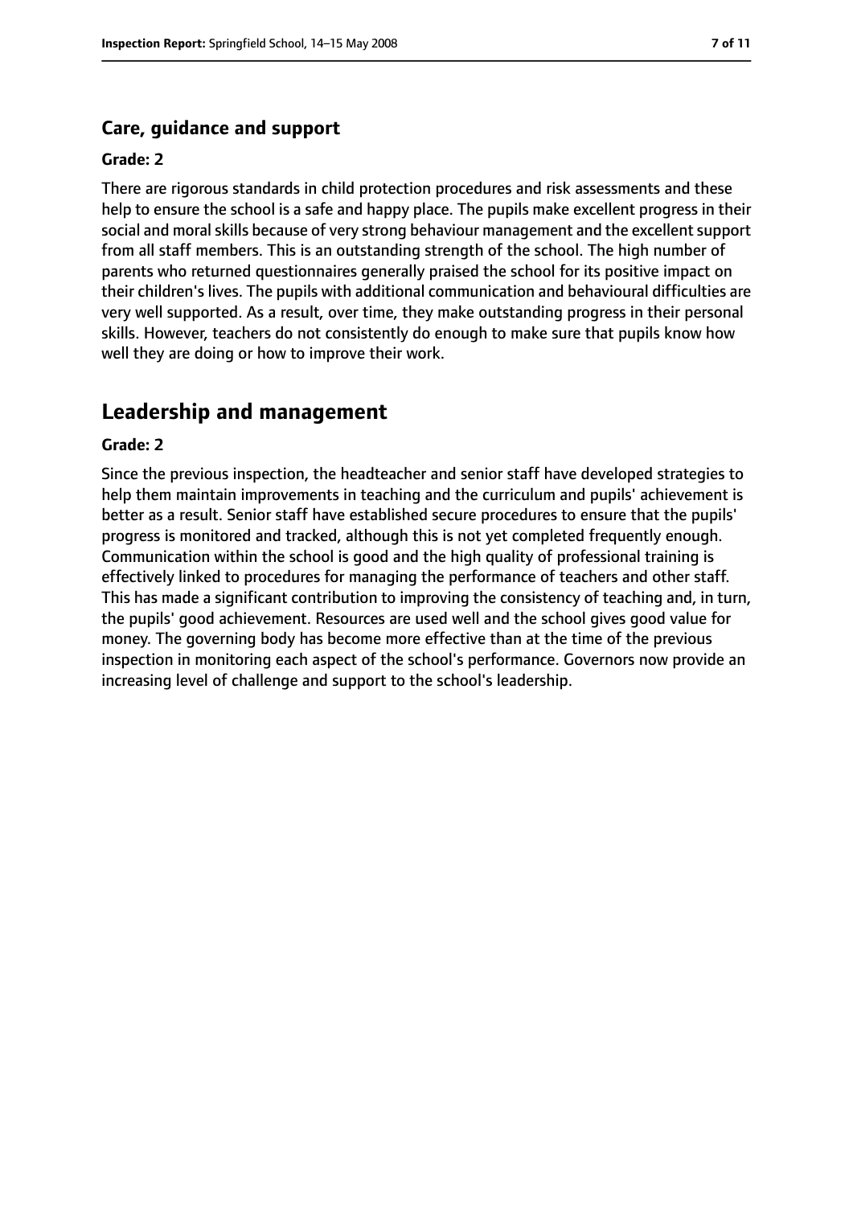### Care, guidance and support

**Grade: 2**

There are rigorous standards in child protection procedures and risk assessments and these help to ensure the school is a safe and happy place. The pupils make excellent progress in their social and moral skills because of very strong behaviour management and the excellent support from all staff members. This is an outstanding strength of the school. The high number of parents who returned questionnaires generally praised the school for its positive impact on their children's lives. The pupils with additional communication and behavioural difficulties are very well supported. As a result, over time, they make outstanding progress in their personal skills. However, teachers do not consistently do enough to make sure that pupils know how well they are doing or how to improve their work.

## Leadership and management

**Grade: 2**

Since the previous inspection, the headteacher and senior staff have developed strategies to help them maintain improvements in teaching and the curriculum and pupils' achievement is better as a result. Senior staff have established secure procedures to ensure that the pupils' progress is monitored and tracked, although this is not yet completed frequently enough. Communication within the school is good and the high quality of professional training is effectively linked to procedures for managing the performance of teachers and other staff. This has made a significant contribution to improving the consistency of teaching and, in turn, the pupils' good achievement. Resources are used well and the school gives good value for money. The governing body has become more effective than at the time of the previous inspection in monitoring each aspect of the school's performance. Governors now provide an increasing level of challenge and support to the school's leadership.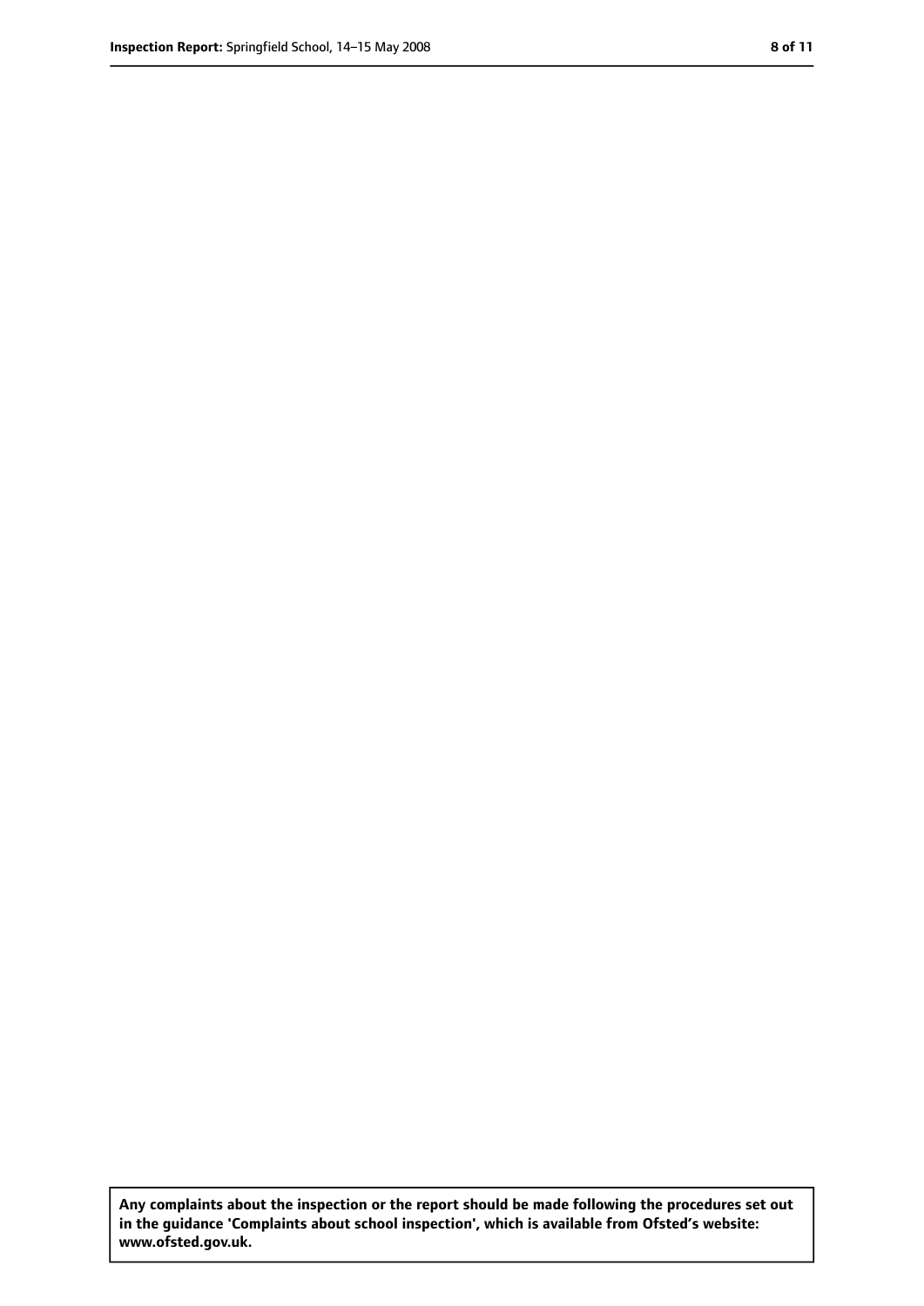**Any complaints about the inspection or the report should be made following the procedures set out in the guidance 'Complaints about school inspection', which is available from Ofsted's website: www.ofsted.gov.uk.**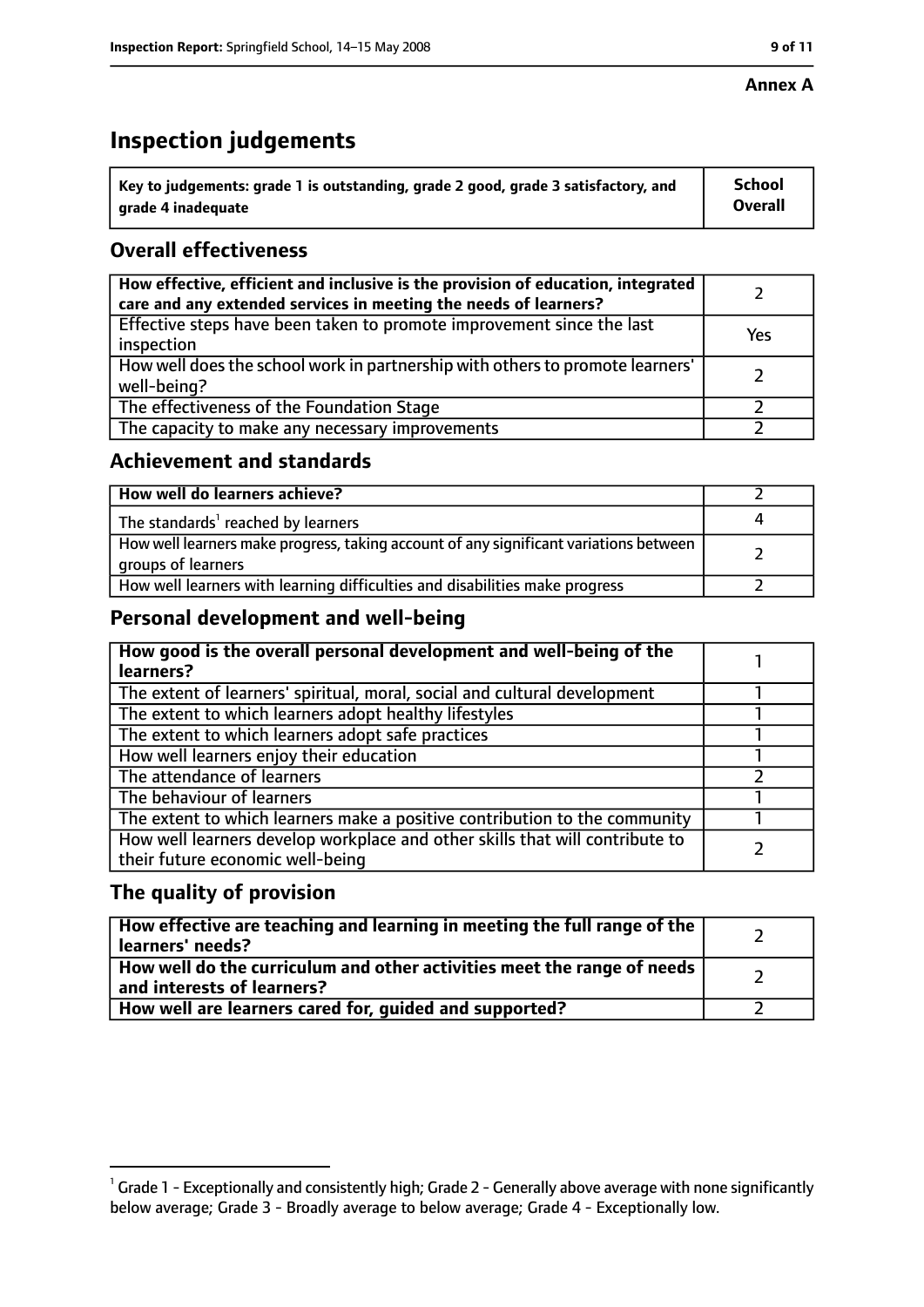**Annex A**

# Inspection judgements

| Key to judgements: grade 1 is outstanding, grade 2 good, grade 3 satisfactory, and grade 4 inadequate | School Overall |
|---|---|

## Overall effectiveness

| | |
|---|---|
| **How effective, efficient and inclusive is the provision of education, integrated care and any extended services in meeting the needs of learners?** | 2 |
| Effective steps have been taken to promote improvement since the last inspection | Yes |
| How well does the school work in partnership with others to promote learners' well-being? | 2 |
| The effectiveness of the Foundation Stage | 2 |
| The capacity to make any necessary improvements | 2 |

## Achievement and standards

| | |
|---|---|
| **How well do learners achieve?** | 2 |
| The standards[1] reached by learners | 4 |
| How well learners make progress, taking account of any significant variations between groups of learners | 2 |
| How well learners with learning difficulties and disabilities make progress | 2 |

## Personal development and well-being

| | |
|---|---|
| **How good is the overall personal development and well-being of the learners?** | 1 |
| The extent of learners' spiritual, moral, social and cultural development | 1 |
| The extent to which learners adopt healthy lifestyles | 1 |
| The extent to which learners adopt safe practices | 1 |
| How well learners enjoy their education | 1 |
| The attendance of learners | 2 |
| The behaviour of learners | 1 |
| The extent to which learners make a positive contribution to the community | 1 |
| How well learners develop workplace and other skills that will contribute to their future economic well-being | 2 |

## The quality of provision

| | |
|---|---|
| **How effective are teaching and learning in meeting the full range of the learners' needs?** | 2 |
| **How well do the curriculum and other activities meet the range of needs and interests of learners?** | 2 |
| **How well are learners cared for, guided and supported?** | 2 |

[1] Grade 1 - Exceptionally and consistently high; Grade 2 - Generally above average with none significantly below average; Grade 3 - Broadly average to below average; Grade 4 - Exceptionally low.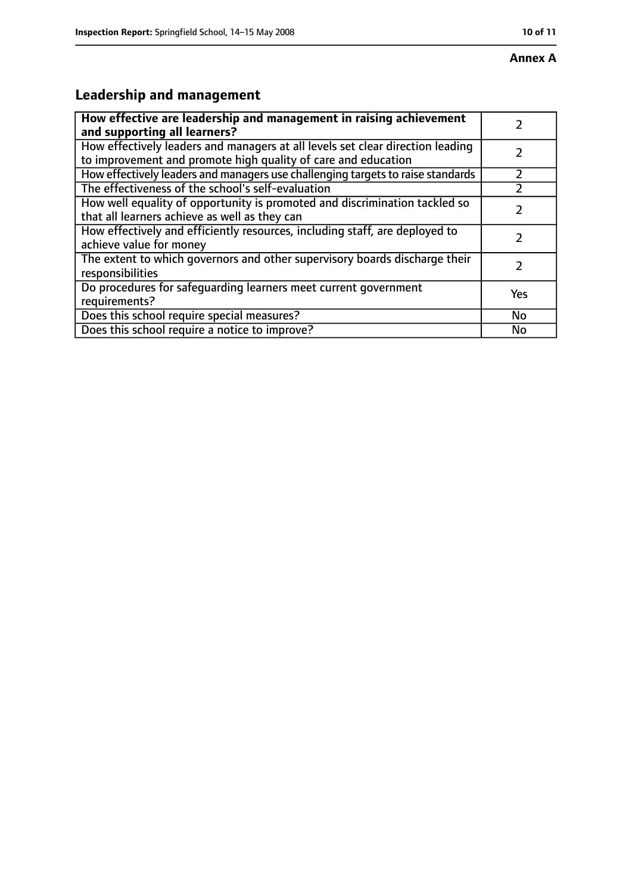**Annex A**

## Leadership and management

| **How effective are leadership and management in raising achievement and supporting all learners?** | 2 |
| --- | --- |
| How effectively leaders and managers at all levels set clear direction leading to improvement and promote high quality of care and education | 2 |
| How effectively leaders and managers use challenging targets to raise standards | 2 |
| The effectiveness of the school's self-evaluation | 2 |
| How well equality of opportunity is promoted and discrimination tackled so that all learners achieve as well as they can | 2 |
| How effectively and efficiently resources, including staff, are deployed to achieve value for money | 2 |
| The extent to which governors and other supervisory boards discharge their responsibilities | 2 |
| Do procedures for safeguarding learners meet current government requirements? | Yes |
| Does this school require special measures? | No |
| Does this school require a notice to improve? | No |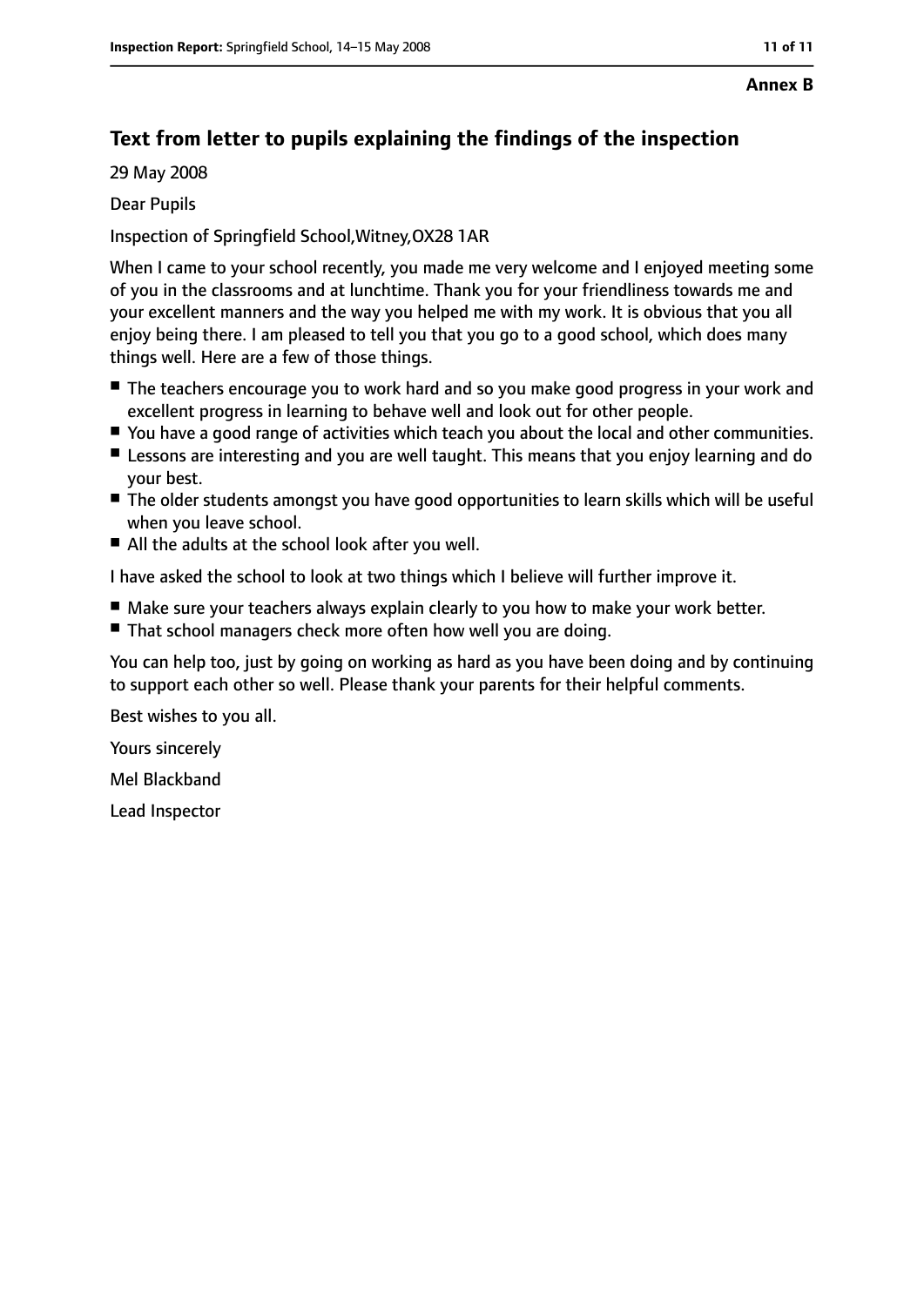**Annex B**

## Text from letter to pupils explaining the findings of the inspection

29 May 2008

Dear Pupils

Inspection of Springfield School,Witney,OX28 1AR

When I came to your school recently, you made me very welcome and I enjoyed meeting some of you in the classrooms and at lunchtime. Thank you for your friendliness towards me and your excellent manners and the way you helped me with my work. It is obvious that you all enjoy being there. I am pleased to tell you that you go to a good school, which does many things well. Here are a few of those things.

- The teachers encourage you to work hard and so you make good progress in your work and excellent progress in learning to behave well and look out for other people.
- You have a good range of activities which teach you about the local and other communities.
- Lessons are interesting and you are well taught. This means that you enjoy learning and do your best.
- The older students amongst you have good opportunities to learn skills which will be useful when you leave school.
- All the adults at the school look after you well.

I have asked the school to look at two things which I believe will further improve it.

- Make sure your teachers always explain clearly to you how to make your work better.
- That school managers check more often how well you are doing.

You can help too, just by going on working as hard as you have been doing and by continuing to support each other so well. Please thank your parents for their helpful comments.

Best wishes to you all.

Yours sincerely

Mel Blackband

Lead Inspector